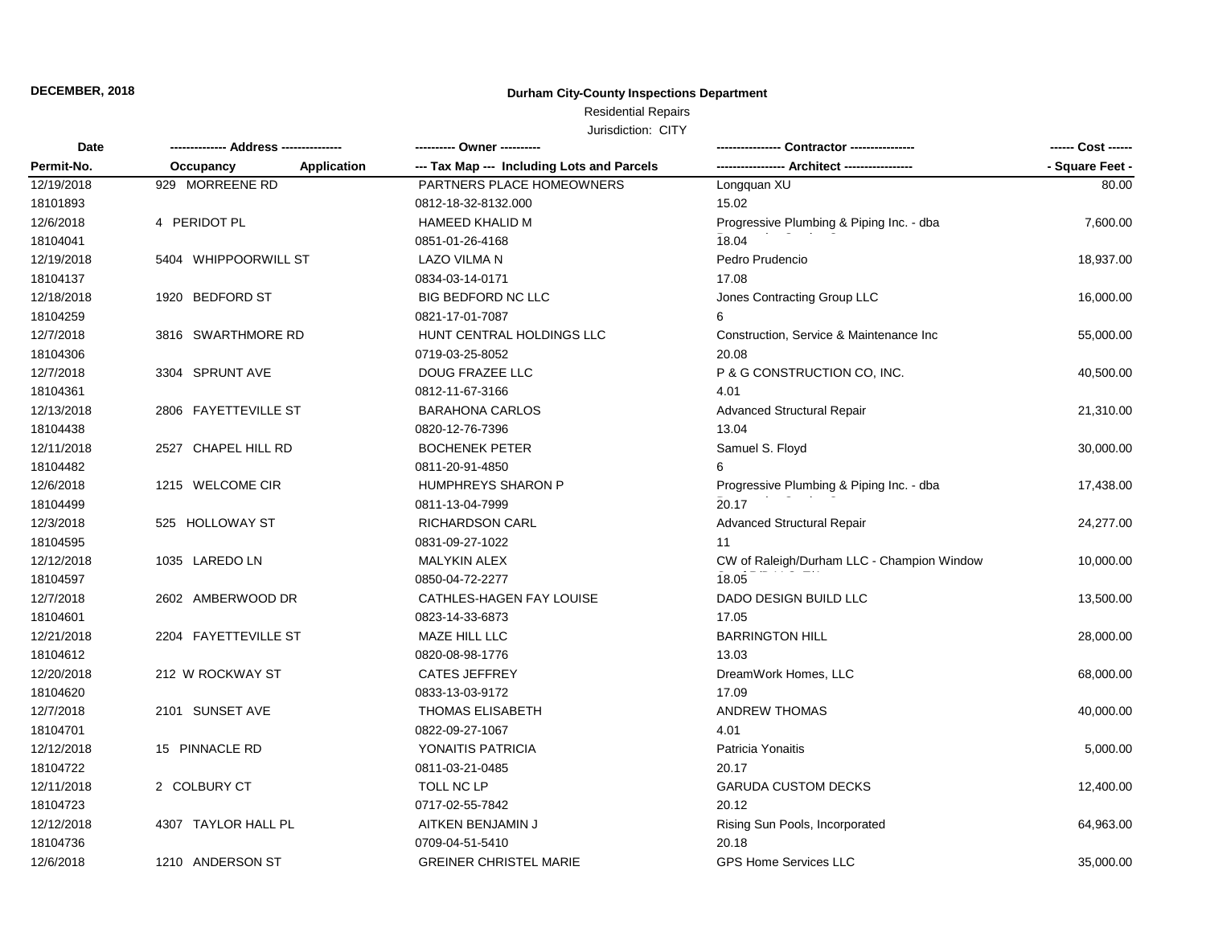**DECEMBER, 2018**

# Durham City-County Inspections Department

Residential Repairs

Jurisdiction: CITY

| Date<br>Permit-No. | Address<br>Occupancy / Application | Owner<br>Tax Map --- Including Lots and Parcels | Contractor<br>Architect | Cost<br>Square Feet |
|---|---|---|---|---|
| 12/19/2018<br>18101893 | 929 MORREENE RD | PARTNERS PLACE HOMEOWNERS<br>0812-18-32-8132.000 | Longquan XU<br>15.02 | 80.00 |
| 12/6/2018<br>18104041 | 4 PERIDOT PL | HAMEED KHALID M<br>0851-01-26-4168 | Progressive Plumbing & Piping Inc. - dba<br>18.04 | 7,600.00 |
| 12/19/2018<br>18104137 | 5404 WHIPPOORWILL ST | LAZO VILMA N<br>0834-03-14-0171 | Pedro Prudencio<br>17.08 | 18,937.00 |
| 12/18/2018<br>18104259 | 1920 BEDFORD ST | BIG BEDFORD NC LLC<br>0821-17-01-7087 | Jones Contracting Group LLC<br>6 | 16,000.00 |
| 12/7/2018<br>18104306 | 3816 SWARTHMORE RD | HUNT CENTRAL HOLDINGS LLC<br>0719-03-25-8052 | Construction, Service & Maintenance Inc<br>20.08 | 55,000.00 |
| 12/7/2018<br>18104361 | 3304 SPRUNT AVE | DOUG FRAZEE LLC<br>0812-11-67-3166 | P & G CONSTRUCTION CO, INC.<br>4.01 | 40,500.00 |
| 12/13/2018<br>18104438 | 2806 FAYETTEVILLE ST | BARAHONA CARLOS<br>0820-12-76-7396 | Advanced Structural Repair<br>13.04 | 21,310.00 |
| 12/11/2018<br>18104482 | 2527 CHAPEL HILL RD | BOCHENEK PETER<br>0811-20-91-4850 | Samuel S. Floyd<br>6 | 30,000.00 |
| 12/6/2018<br>18104499 | 1215 WELCOME CIR | HUMPHREYS SHARON P<br>0811-13-04-7999 | Progressive Plumbing & Piping Inc. - dba<br>20.17 | 17,438.00 |
| 12/3/2018<br>18104595 | 525 HOLLOWAY ST | RICHARDSON CARL<br>0831-09-27-1022 | Advanced Structural Repair<br>11 | 24,277.00 |
| 12/12/2018<br>18104597 | 1035 LAREDO LN | MALYKIN ALEX<br>0850-04-72-2277 | CW of Raleigh/Durham LLC - Champion Window<br>18.05 | 10,000.00 |
| 12/7/2018<br>18104601 | 2602 AMBERWOOD DR | CATHLES-HAGEN FAY LOUISE<br>0823-14-33-6873 | DADO DESIGN BUILD LLC<br>17.05 | 13,500.00 |
| 12/21/2018<br>18104612 | 2204 FAYETTEVILLE ST | MAZE HILL LLC<br>0820-08-98-1776 | BARRINGTON HILL<br>13.03 | 28,000.00 |
| 12/20/2018<br>18104620 | 212 W ROCKWAY ST | CATES JEFFREY<br>0833-13-03-9172 | DreamWork Homes, LLC<br>17.09 | 68,000.00 |
| 12/7/2018<br>18104701 | 2101 SUNSET AVE | THOMAS ELISABETH<br>0822-09-27-1067 | ANDREW THOMAS<br>4.01 | 40,000.00 |
| 12/12/2018<br>18104722 | 15 PINNACLE RD | YONAITIS PATRICIA<br>0811-03-21-0485 | Patricia Yonaitis<br>20.17 | 5,000.00 |
| 12/11/2018<br>18104723 | 2 COLBURY CT | TOLL NC LP<br>0717-02-55-7842 | GARUDA CUSTOM DECKS<br>20.12 | 12,400.00 |
| 12/12/2018<br>18104736 | 4307 TAYLOR HALL PL | AITKEN BENJAMIN J<br>0709-04-51-5410 | Rising Sun Pools, Incorporated<br>20.18 | 64,963.00 |
| 12/6/2018 | 1210 ANDERSON ST | GREINER CHRISTEL MARIE | GPS Home Services LLC | 35,000.00 |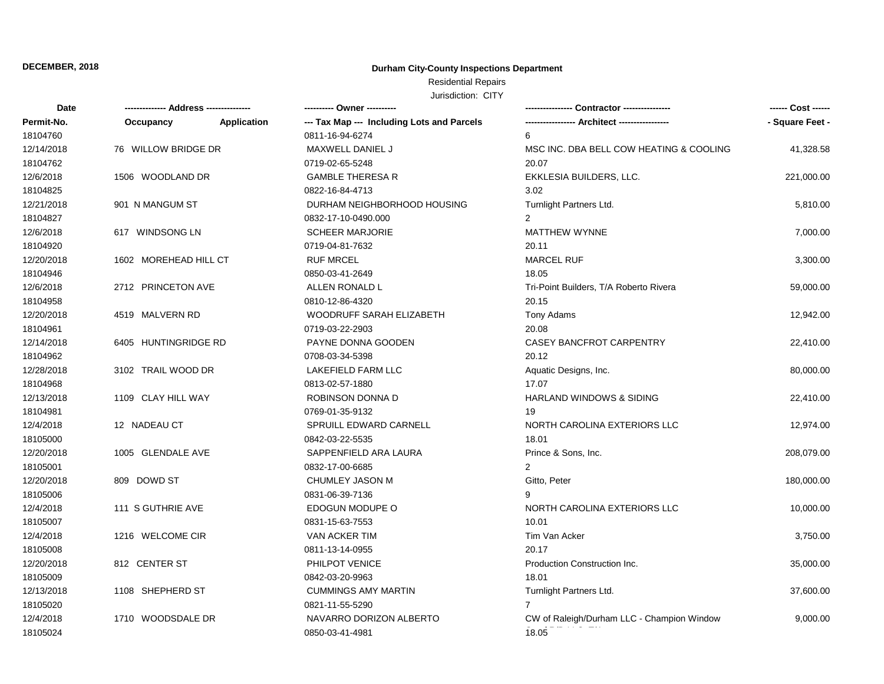**DECEMBER, 2018**

# Durham City-County Inspections Department

Residential Repairs

Jurisdiction: CITY

| Date | ------------- Address -------------- | | ---------- Owner ---------- | --------------- Contractor --------------- | ------ Cost ------ |
|---|---|---|---|---|---|
| Permit-No. | Occupancy | Application | --- Tax Map --- Including Lots and Parcels | ----------------- Architect ----------------- | - Square Feet - |
| 18104760 | | | 0811-16-94-6274 | 6 | |
| 12/14/2018 | 76 WILLOW BRIDGE DR | | MAXWELL DANIEL J | MSC INC. DBA BELL COW HEATING & COOLING | 41,328.58 |
| 18104762 | | | 0719-02-65-5248 | 20.07 | |
| 12/6/2018 | 1506 WOODLAND DR | | GAMBLE THERESA R | EKKLESIA BUILDERS, LLC. | 221,000.00 |
| 18104825 | | | 0822-16-84-4713 | 3.02 | |
| 12/21/2018 | 901 N MANGUM ST | | DURHAM NEIGHBORHOOD HOUSING | Turnlight Partners Ltd. | 5,810.00 |
| 18104827 | | | 0832-17-10-0490.000 | 2 | |
| 12/6/2018 | 617 WINDSONG LN | | SCHEER MARJORIE | MATTHEW WYNNE | 7,000.00 |
| 18104920 | | | 0719-04-81-7632 | 20.11 | |
| 12/20/2018 | 1602 MOREHEAD HILL CT | | RUF MRCEL | MARCEL RUF | 3,300.00 |
| 18104946 | | | 0850-03-41-2649 | 18.05 | |
| 12/6/2018 | 2712 PRINCETON AVE | | ALLEN RONALD L | Tri-Point Builders, T/A Roberto Rivera | 59,000.00 |
| 18104958 | | | 0810-12-86-4320 | 20.15 | |
| 12/20/2018 | 4519 MALVERN RD | | WOODRUFF SARAH ELIZABETH | Tony Adams | 12,942.00 |
| 18104961 | | | 0719-03-22-2903 | 20.08 | |
| 12/14/2018 | 6405 HUNTINGRIDGE RD | | PAYNE DONNA GOODEN | CASEY BANCFROT CARPENTRY | 22,410.00 |
| 18104962 | | | 0708-03-34-5398 | 20.12 | |
| 12/28/2018 | 3102 TRAIL WOOD DR | | LAKEFIELD FARM LLC | Aquatic Designs, Inc. | 80,000.00 |
| 18104968 | | | 0813-02-57-1880 | 17.07 | |
| 12/13/2018 | 1109 CLAY HILL WAY | | ROBINSON DONNA D | HARLAND WINDOWS & SIDING | 22,410.00 |
| 18104981 | | | 0769-01-35-9132 | 19 | |
| 12/4/2018 | 12 NADEAU CT | | SPRUILL EDWARD CARNELL | NORTH CAROLINA EXTERIORS LLC | 12,974.00 |
| 18105000 | | | 0842-03-22-5535 | 18.01 | |
| 12/20/2018 | 1005 GLENDALE AVE | | SAPPENFIELD ARA LAURA | Prince & Sons, Inc. | 208,079.00 |
| 18105001 | | | 0832-17-00-6685 | 2 | |
| 12/20/2018 | 809 DOWD ST | | CHUMLEY JASON M | Gitto, Peter | 180,000.00 |
| 18105006 | | | 0831-06-39-7136 | 9 | |
| 12/4/2018 | 111 S GUTHRIE AVE | | EDOGUN MODUPE O | NORTH CAROLINA EXTERIORS LLC | 10,000.00 |
| 18105007 | | | 0831-15-63-7553 | 10.01 | |
| 12/4/2018 | 1216 WELCOME CIR | | VAN ACKER TIM | Tim Van Acker | 3,750.00 |
| 18105008 | | | 0811-13-14-0955 | 20.17 | |
| 12/20/2018 | 812 CENTER ST | | PHILPOT VENICE | Production Construction Inc. | 35,000.00 |
| 18105009 | | | 0842-03-20-9963 | 18.01 | |
| 12/13/2018 | 1108 SHEPHERD ST | | CUMMINGS AMY MARTIN | Turnlight Partners Ltd. | 37,600.00 |
| 18105020 | | | 0821-11-55-5290 | 7 | |
| 12/4/2018 | 1710 WOODSDALE DR | | NAVARRO DORIZON ALBERTO | CW of Raleigh/Durham LLC - Champion Window | 9,000.00 |
| 18105024 | | | 0850-03-41-4981 | 18.05 | |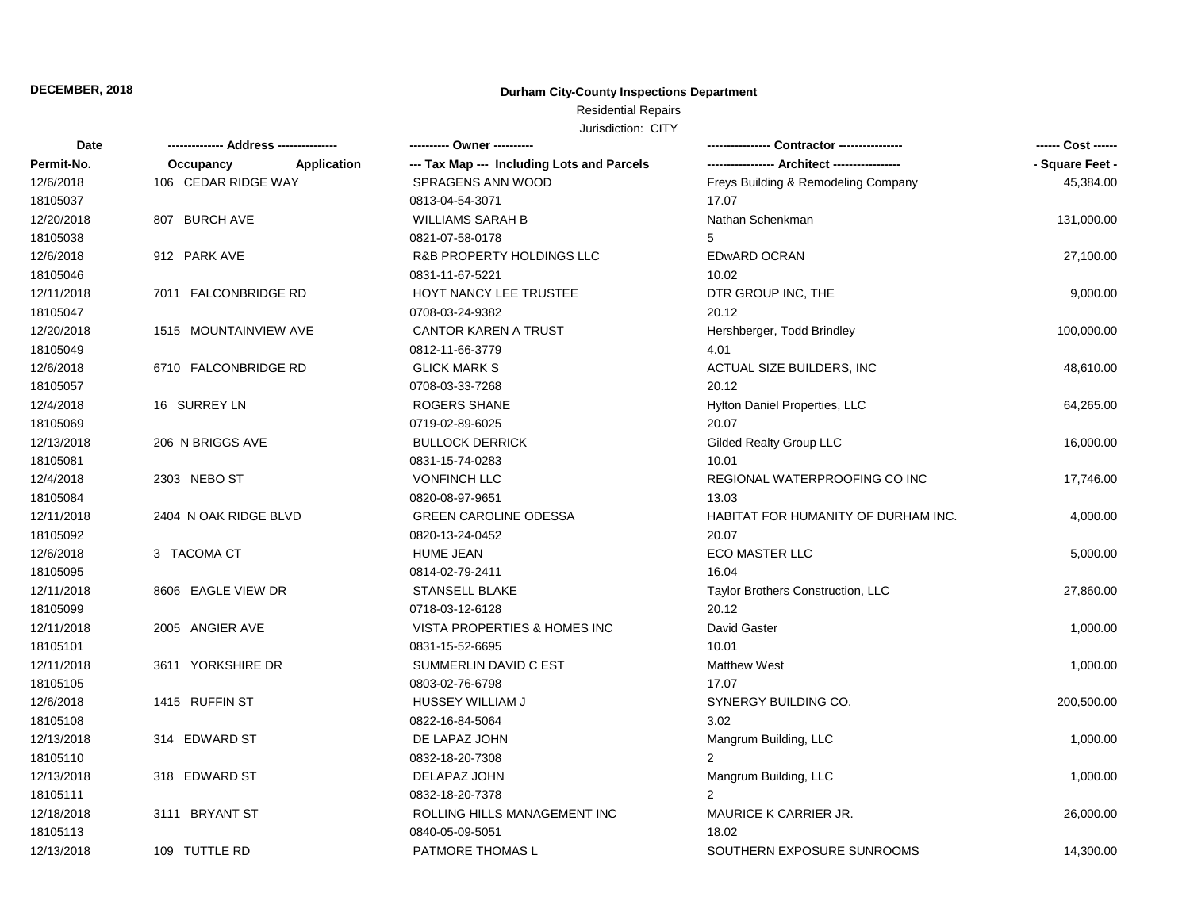**DECEMBER, 2018**

**Durham City-County Inspections Department**

Residential Repairs

Jurisdiction: CITY

| Date | ------------- Address --------------- | | ---------- Owner ---------- | ---------------- Contractor ---------------- | ------ Cost ------ |
|---|---|---|---|---|---|
| Permit-No. | Occupancy | Application | --- Tax Map --- Including Lots and Parcels | ----------------- Architect ----------------- | - Square Feet - |
| 12/6/2018 | 106 CEDAR RIDGE WAY | | SPRAGENS ANN WOOD | Freys Building & Remodeling Company | 45,384.00 |
| 18105037 | | | 0813-04-54-3071 | 17.07 | |
| 12/20/2018 | 807 BURCH AVE | | WILLIAMS SARAH B | Nathan Schenkman | 131,000.00 |
| 18105038 | | | 0821-07-58-0178 | 5 | |
| 12/6/2018 | 912 PARK AVE | | R&B PROPERTY HOLDINGS LLC | EDwARD OCRAN | 27,100.00 |
| 18105046 | | | 0831-11-67-5221 | 10.02 | |
| 12/11/2018 | 7011 FALCONBRIDGE RD | | HOYT NANCY LEE TRUSTEE | DTR GROUP INC, THE | 9,000.00 |
| 18105047 | | | 0708-03-24-9382 | 20.12 | |
| 12/20/2018 | 1515 MOUNTAINVIEW AVE | | CANTOR KAREN A TRUST | Hershberger, Todd Brindley | 100,000.00 |
| 18105049 | | | 0812-11-66-3779 | 4.01 | |
| 12/6/2018 | 6710 FALCONBRIDGE RD | | GLICK MARK S | ACTUAL SIZE BUILDERS, INC | 48,610.00 |
| 18105057 | | | 0708-03-33-7268 | 20.12 | |
| 12/4/2018 | 16 SURREY LN | | ROGERS SHANE | Hylton Daniel Properties, LLC | 64,265.00 |
| 18105069 | | | 0719-02-89-6025 | 20.07 | |
| 12/13/2018 | 206 N BRIGGS AVE | | BULLOCK DERRICK | Gilded Realty Group LLC | 16,000.00 |
| 18105081 | | | 0831-15-74-0283 | 10.01 | |
| 12/4/2018 | 2303 NEBO ST | | VONFINCH LLC | REGIONAL WATERPROOFING CO INC | 17,746.00 |
| 18105084 | | | 0820-08-97-9651 | 13.03 | |
| 12/11/2018 | 2404 N OAK RIDGE BLVD | | GREEN CAROLINE ODESSA | HABITAT FOR HUMANITY OF DURHAM INC. | 4,000.00 |
| 18105092 | | | 0820-13-24-0452 | 20.07 | |
| 12/6/2018 | 3 TACOMA CT | | HUME JEAN | ECO MASTER LLC | 5,000.00 |
| 18105095 | | | 0814-02-79-2411 | 16.04 | |
| 12/11/2018 | 8606 EAGLE VIEW DR | | STANSELL BLAKE | Taylor Brothers Construction, LLC | 27,860.00 |
| 18105099 | | | 0718-03-12-6128 | 20.12 | |
| 12/11/2018 | 2005 ANGIER AVE | | VISTA PROPERTIES & HOMES INC | David Gaster | 1,000.00 |
| 18105101 | | | 0831-15-52-6695 | 10.01 | |
| 12/11/2018 | 3611 YORKSHIRE DR | | SUMMERLIN DAVID C EST | Matthew West | 1,000.00 |
| 18105105 | | | 0803-02-76-6798 | 17.07 | |
| 12/6/2018 | 1415 RUFFIN ST | | HUSSEY WILLIAM J | SYNERGY BUILDING CO. | 200,500.00 |
| 18105108 | | | 0822-16-84-5064 | 3.02 | |
| 12/13/2018 | 314 EDWARD ST | | DE LAPAZ JOHN | Mangrum Building, LLC | 1,000.00 |
| 18105110 | | | 0832-18-20-7308 | 2 | |
| 12/13/2018 | 318 EDWARD ST | | DELAPAZ JOHN | Mangrum Building, LLC | 1,000.00 |
| 18105111 | | | 0832-18-20-7378 | 2 | |
| 12/18/2018 | 3111 BRYANT ST | | ROLLING HILLS MANAGEMENT INC | MAURICE K CARRIER JR. | 26,000.00 |
| 18105113 | | | 0840-05-09-5051 | 18.02 | |
| 12/13/2018 | 109 TUTTLE RD | | PATMORE THOMAS L | SOUTHERN EXPOSURE SUNROOMS | 14,300.00 |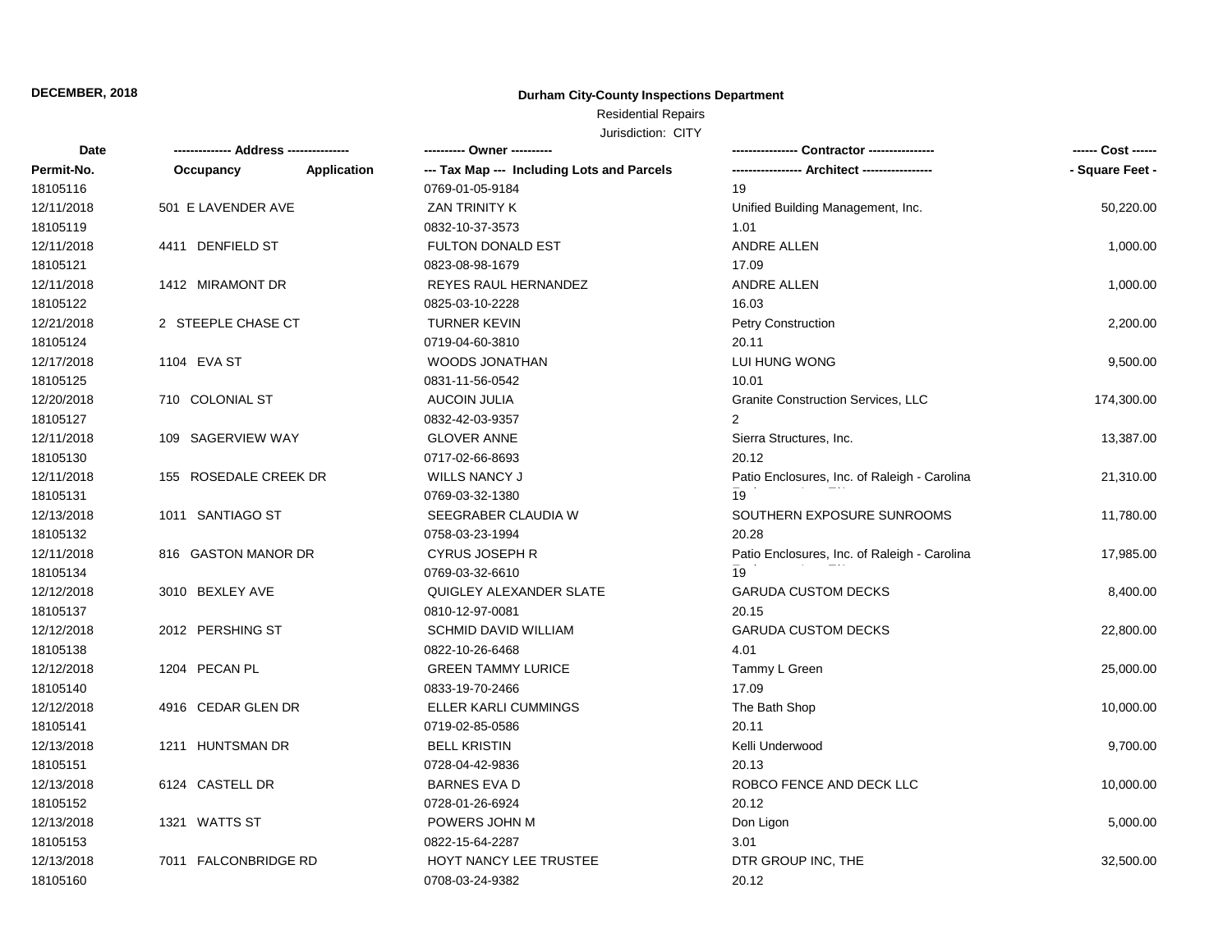**DECEMBER, 2018**

**Durham City-County Inspections Department**

Residential Repairs

Jurisdiction: CITY

| Date | ------------- Address -------------- | | ---------- Owner ---------- | --------------- Contractor --------------- | ------ Cost ------ |
|---|---|---|---|---|---|
| Permit-No. | Occupancy | Application | --- Tax Map --- Including Lots and Parcels | ---------------- Architect ---------------- | - Square Feet - |
| 18105116 | | | 0769-01-05-9184 | 19 | |
| 12/11/2018 | 501 E LAVENDER AVE | | ZAN TRINITY K | Unified Building Management, Inc. | 50,220.00 |
| 18105119 | | | 0832-10-37-3573 | 1.01 | |
| 12/11/2018 | 4411 DENFIELD ST | | FULTON DONALD EST | ANDRE ALLEN | 1,000.00 |
| 18105121 | | | 0823-08-98-1679 | 17.09 | |
| 12/11/2018 | 1412 MIRAMONT DR | | REYES RAUL HERNANDEZ | ANDRE ALLEN | 1,000.00 |
| 18105122 | | | 0825-03-10-2228 | 16.03 | |
| 12/21/2018 | 2 STEEPLE CHASE CT | | TURNER KEVIN | Petry Construction | 2,200.00 |
| 18105124 | | | 0719-04-60-3810 | 20.11 | |
| 12/17/2018 | 1104 EVA ST | | WOODS JONATHAN | LUI HUNG WONG | 9,500.00 |
| 18105125 | | | 0831-11-56-0542 | 10.01 | |
| 12/20/2018 | 710 COLONIAL ST | | AUCOIN JULIA | Granite Construction Services, LLC | 174,300.00 |
| 18105127 | | | 0832-42-03-9357 | 2 | |
| 12/11/2018 | 109 SAGERVIEW WAY | | GLOVER ANNE | Sierra Structures, Inc. | 13,387.00 |
| 18105130 | | | 0717-02-66-8693 | 20.12 | |
| 12/11/2018 | 155 ROSEDALE CREEK DR | | WILLS NANCY J | Patio Enclosures, Inc. of Raleigh - Carolina | 21,310.00 |
| 18105131 | | | 0769-03-32-1380 | 19 | |
| 12/13/2018 | 1011 SANTIAGO ST | | SEEGRABER CLAUDIA W | SOUTHERN EXPOSURE SUNROOMS | 11,780.00 |
| 18105132 | | | 0758-03-23-1994 | 20.28 | |
| 12/11/2018 | 816 GASTON MANOR DR | | CYRUS JOSEPH R | Patio Enclosures, Inc. of Raleigh - Carolina | 17,985.00 |
| 18105134 | | | 0769-03-32-6610 | 19 | |
| 12/12/2018 | 3010 BEXLEY AVE | | QUIGLEY ALEXANDER SLATE | GARUDA CUSTOM DECKS | 8,400.00 |
| 18105137 | | | 0810-12-97-0081 | 20.15 | |
| 12/12/2018 | 2012 PERSHING ST | | SCHMID DAVID WILLIAM | GARUDA CUSTOM DECKS | 22,800.00 |
| 18105138 | | | 0822-10-26-6468 | 4.01 | |
| 12/12/2018 | 1204 PECAN PL | | GREEN TAMMY LURICE | Tammy L Green | 25,000.00 |
| 18105140 | | | 0833-19-70-2466 | 17.09 | |
| 12/12/2018 | 4916 CEDAR GLEN DR | | ELLER KARLI CUMMINGS | The Bath Shop | 10,000.00 |
| 18105141 | | | 0719-02-85-0586 | 20.11 | |
| 12/13/2018 | 1211 HUNTSMAN DR | | BELL KRISTIN | Kelli Underwood | 9,700.00 |
| 18105151 | | | 0728-04-42-9836 | 20.13 | |
| 12/13/2018 | 6124 CASTELL DR | | BARNES EVA D | ROBCO FENCE AND DECK LLC | 10,000.00 |
| 18105152 | | | 0728-01-26-6924 | 20.12 | |
| 12/13/2018 | 1321 WATTS ST | | POWERS JOHN M | Don Ligon | 5,000.00 |
| 18105153 | | | 0822-15-64-2287 | 3.01 | |
| 12/13/2018 | 7011 FALCONBRIDGE RD | | HOYT NANCY LEE TRUSTEE | DTR GROUP INC, THE | 32,500.00 |
| 18105160 | | | 0708-03-24-9382 | 20.12 | |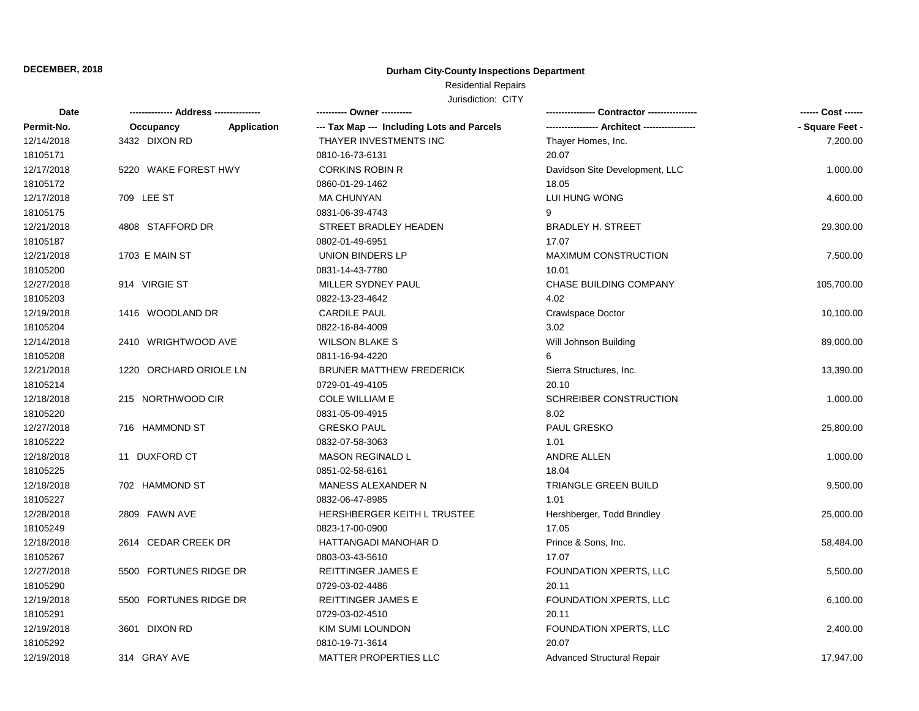**DECEMBER, 2018**

**Durham City-County Inspections Department**

Residential Repairs

Jurisdiction: CITY

| Date<br>Permit-No. | Address<br>Occupancy / Application | Owner<br>Tax Map --- Including Lots and Parcels | Contractor<br>Architect | Cost<br>Square Feet |
|---|---|---|---|---|
| 12/14/2018<br>18105171 | 3432 DIXON RD | THAYER INVESTMENTS INC<br>0810-16-73-6131 | Thayer Homes, Inc.<br>20.07 | 7,200.00 |
| 12/17/2018<br>18105172 | 5220 WAKE FOREST HWY | CORKINS ROBIN R<br>0860-01-29-1462 | Davidson Site Development, LLC<br>18.05 | 1,000.00 |
| 12/17/2018<br>18105175 | 709 LEE ST | MA CHUNYAN<br>0831-06-39-4743 | LUI HUNG WONG<br>9 | 4,600.00 |
| 12/21/2018<br>18105187 | 4808 STAFFORD DR | STREET BRADLEY HEADEN<br>0802-01-49-6951 | BRADLEY H. STREET<br>17.07 | 29,300.00 |
| 12/21/2018<br>18105200 | 1703 E MAIN ST | UNION BINDERS LP<br>0831-14-43-7780 | MAXIMUM CONSTRUCTION<br>10.01 | 7,500.00 |
| 12/27/2018<br>18105203 | 914 VIRGIE ST | MILLER SYDNEY PAUL<br>0822-13-23-4642 | CHASE BUILDING COMPANY<br>4.02 | 105,700.00 |
| 12/19/2018<br>18105204 | 1416 WOODLAND DR | CARDILE PAUL<br>0822-16-84-4009 | Crawlspace Doctor<br>3.02 | 10,100.00 |
| 12/14/2018<br>18105208 | 2410 WRIGHTWOOD AVE | WILSON BLAKE S<br>0811-16-94-4220 | Will Johnson Building<br>6 | 89,000.00 |
| 12/21/2018<br>18105214 | 1220 ORCHARD ORIOLE LN | BRUNER MATTHEW FREDERICK<br>0729-01-49-4105 | Sierra Structures, Inc.<br>20.10 | 13,390.00 |
| 12/18/2018<br>18105220 | 215 NORTHWOOD CIR | COLE WILLIAM E<br>0831-05-09-4915 | SCHREIBER CONSTRUCTION<br>8.02 | 1,000.00 |
| 12/27/2018<br>18105222 | 716 HAMMOND ST | GRESKO PAUL<br>0832-07-58-3063 | PAUL GRESKO<br>1.01 | 25,800.00 |
| 12/18/2018<br>18105225 | 11 DUXFORD CT | MASON REGINALD L<br>0851-02-58-6161 | ANDRE ALLEN<br>18.04 | 1,000.00 |
| 12/18/2018<br>18105227 | 702 HAMMOND ST | MANESS ALEXANDER N<br>0832-06-47-8985 | TRIANGLE GREEN BUILD<br>1.01 | 9,500.00 |
| 12/28/2018<br>18105249 | 2809 FAWN AVE | HERSHBERGER KEITH L TRUSTEE<br>0823-17-00-0900 | Hershberger, Todd Brindley<br>17.05 | 25,000.00 |
| 12/18/2018<br>18105267 | 2614 CEDAR CREEK DR | HATTANGADI MANOHAR D<br>0803-03-43-5610 | Prince & Sons, Inc.<br>17.07 | 58,484.00 |
| 12/27/2018<br>18105290 | 5500 FORTUNES RIDGE DR | REITTINGER JAMES E<br>0729-03-02-4486 | FOUNDATION XPERTS, LLC<br>20.11 | 5,500.00 |
| 12/19/2018<br>18105291 | 5500 FORTUNES RIDGE DR | REITTINGER JAMES E<br>0729-03-02-4510 | FOUNDATION XPERTS, LLC<br>20.11 | 6,100.00 |
| 12/19/2018<br>18105292 | 3601 DIXON RD | KIM SUMI LOUNDON<br>0810-19-71-3614 | FOUNDATION XPERTS, LLC<br>20.07 | 2,400.00 |
| 12/19/2018 | 314 GRAY AVE | MATTER PROPERTIES LLC | Advanced Structural Repair | 17,947.00 |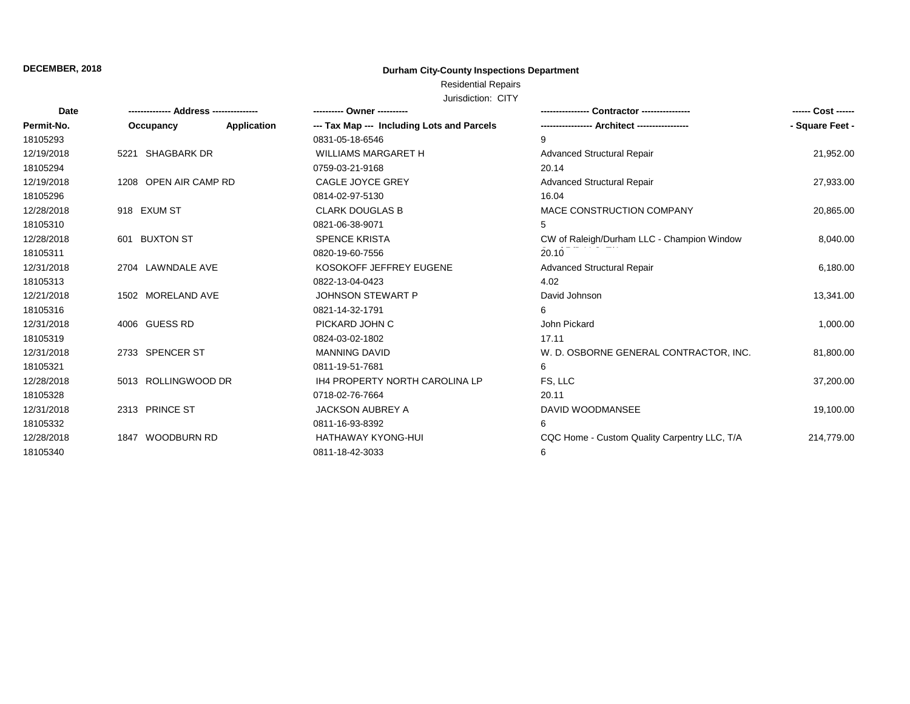DECEMBER, 2018

**Durham City-County Inspections Department**

Residential Repairs

Jurisdiction: CITY

| Date | ------------- Address --------------- | | ---------- Owner ---------- | ---------------- Contractor ---------------- | ------ Cost ------ |
|---|---|---|---|---|---|
| Permit-No. | Occupancy | Application | --- Tax Map --- Including Lots and Parcels | ----------------- Architect ----------------- | - Square Feet - |
| 18105293 | | | 0831-05-18-6546 | 9 | |
| 12/19/2018 | 5221 SHAGBARK DR | | WILLIAMS MARGARET H | Advanced Structural Repair | 21,952.00 |
| 18105294 | | | 0759-03-21-9168 | 20.14 | |
| 12/19/2018 | 1208 OPEN AIR CAMP RD | | CAGLE JOYCE GREY | Advanced Structural Repair | 27,933.00 |
| 18105296 | | | 0814-02-97-5130 | 16.04 | |
| 12/28/2018 | 918 EXUM ST | | CLARK DOUGLAS B | MACE CONSTRUCTION COMPANY | 20,865.00 |
| 18105310 | | | 0821-06-38-9071 | 5 | |
| 12/28/2018 | 601 BUXTON ST | | SPENCE KRISTA | CW of Raleigh/Durham LLC - Champion Window | 8,040.00 |
| 18105311 | | | 0820-19-60-7556 | 20.10 | |
| 12/31/2018 | 2704 LAWNDALE AVE | | KOSOKOFF JEFFREY EUGENE | Advanced Structural Repair | 6,180.00 |
| 18105313 | | | 0822-13-04-0423 | 4.02 | |
| 12/21/2018 | 1502 MORELAND AVE | | JOHNSON STEWART P | David Johnson | 13,341.00 |
| 18105316 | | | 0821-14-32-1791 | 6 | |
| 12/31/2018 | 4006 GUESS RD | | PICKARD JOHN C | John Pickard | 1,000.00 |
| 18105319 | | | 0824-03-02-1802 | 17.11 | |
| 12/31/2018 | 2733 SPENCER ST | | MANNING DAVID | W. D. OSBORNE GENERAL CONTRACTOR, INC. | 81,800.00 |
| 18105321 | | | 0811-19-51-7681 | 6 | |
| 12/28/2018 | 5013 ROLLINGWOOD DR | | IH4 PROPERTY NORTH CAROLINA LP | FS, LLC | 37,200.00 |
| 18105328 | | | 0718-02-76-7664 | 20.11 | |
| 12/31/2018 | 2313 PRINCE ST | | JACKSON AUBREY A | DAVID WOODMANSEE | 19,100.00 |
| 18105332 | | | 0811-16-93-8392 | 6 | |
| 12/28/2018 | 1847 WOODBURN RD | | HATHAWAY KYONG-HUI | CQC Home - Custom Quality Carpentry LLC, T/A | 214,779.00 |
| 18105340 | | | 0811-18-42-3033 | 6 | |